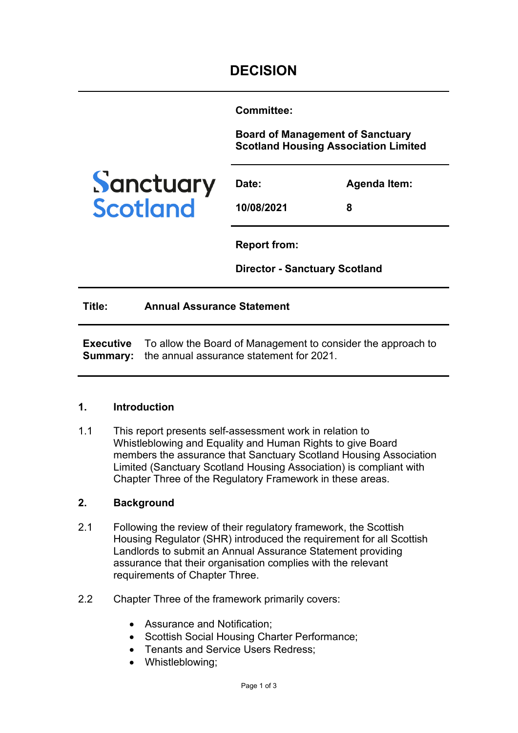# DECISION

| | |
|---|---|
| **Committee:** | **Board of Management of Sanctuary Scotland Housing Association Limited** |
| **Date:** 10/08/2021 | **Agenda Item:** 8 |
| **Report from:** | **Director - Sanctuary Scotland** |

**Title:** **Annual Assurance Statement**

**Executive Summary:** To allow the Board of Management to consider the approach to the annual assurance statement for 2021.

## 1. Introduction

1.1 This report presents self-assessment work in relation to Whistleblowing and Equality and Human Rights to give Board members the assurance that Sanctuary Scotland Housing Association Limited (Sanctuary Scotland Housing Association) is compliant with Chapter Three of the Regulatory Framework in these areas.

## 2. Background

2.1 Following the review of their regulatory framework, the Scottish Housing Regulator (SHR) introduced the requirement for all Scottish Landlords to submit an Annual Assurance Statement providing assurance that their organisation complies with the relevant requirements of Chapter Three.

2.2 Chapter Three of the framework primarily covers:

- Assurance and Notification;
- Scottish Social Housing Charter Performance;
- Tenants and Service Users Redress;
- Whistleblowing;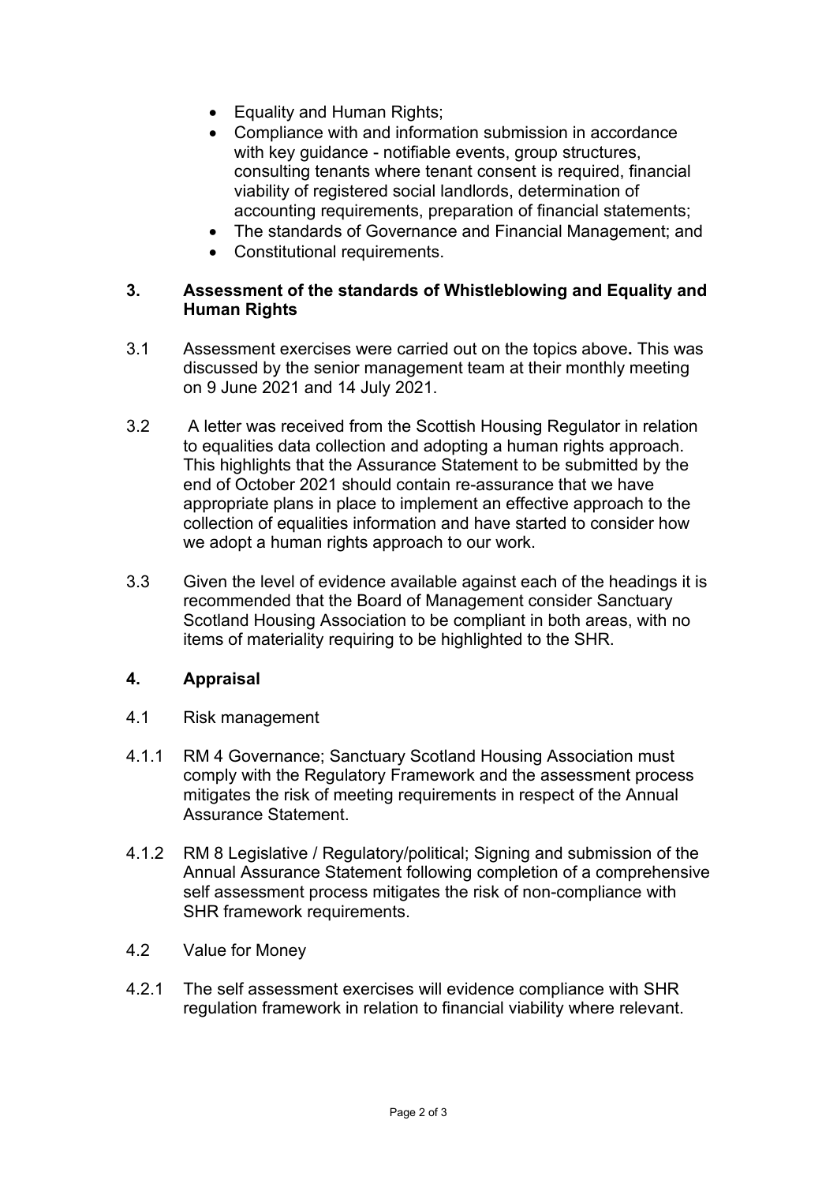- Equality and Human Rights;
- Compliance with and information submission in accordance with key guidance - notifiable events, group structures, consulting tenants where tenant consent is required, financial viability of registered social landlords, determination of accounting requirements, preparation of financial statements;
- The standards of Governance and Financial Management; and
- Constitutional requirements.

## 3. Assessment of the standards of Whistleblowing and Equality and Human Rights

3.1 Assessment exercises were carried out on the topics above**.** This was discussed by the senior management team at their monthly meeting on 9 June 2021 and 14 July 2021.

3.2 A letter was received from the Scottish Housing Regulator in relation to equalities data collection and adopting a human rights approach. This highlights that the Assurance Statement to be submitted by the end of October 2021 should contain re-assurance that we have appropriate plans in place to implement an effective approach to the collection of equalities information and have started to consider how we adopt a human rights approach to our work.

3.3 Given the level of evidence available against each of the headings it is recommended that the Board of Management consider Sanctuary Scotland Housing Association to be compliant in both areas, with no items of materiality requiring to be highlighted to the SHR.

## 4. Appraisal

4.1 Risk management

4.1.1 RM 4 Governance; Sanctuary Scotland Housing Association must comply with the Regulatory Framework and the assessment process mitigates the risk of meeting requirements in respect of the Annual Assurance Statement.

4.1.2 RM 8 Legislative / Regulatory/political; Signing and submission of the Annual Assurance Statement following completion of a comprehensive self assessment process mitigates the risk of non-compliance with SHR framework requirements.

4.2 Value for Money

4.2.1 The self assessment exercises will evidence compliance with SHR regulation framework in relation to financial viability where relevant.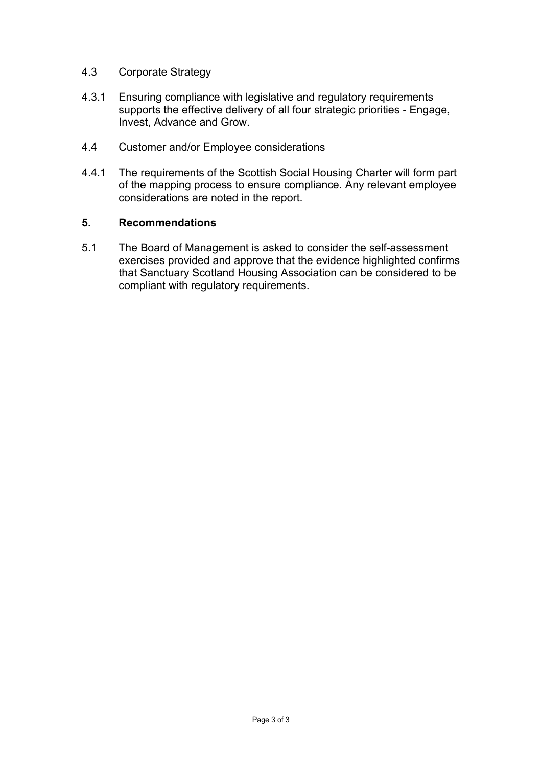4.3 Corporate Strategy

4.3.1 Ensuring compliance with legislative and regulatory requirements supports the effective delivery of all four strategic priorities - Engage, Invest, Advance and Grow.

4.4 Customer and/or Employee considerations

4.4.1 The requirements of the Scottish Social Housing Charter will form part of the mapping process to ensure compliance. Any relevant employee considerations are noted in the report.

## 5. Recommendations

5.1 The Board of Management is asked to consider the self-assessment exercises provided and approve that the evidence highlighted confirms that Sanctuary Scotland Housing Association can be considered to be compliant with regulatory requirements.